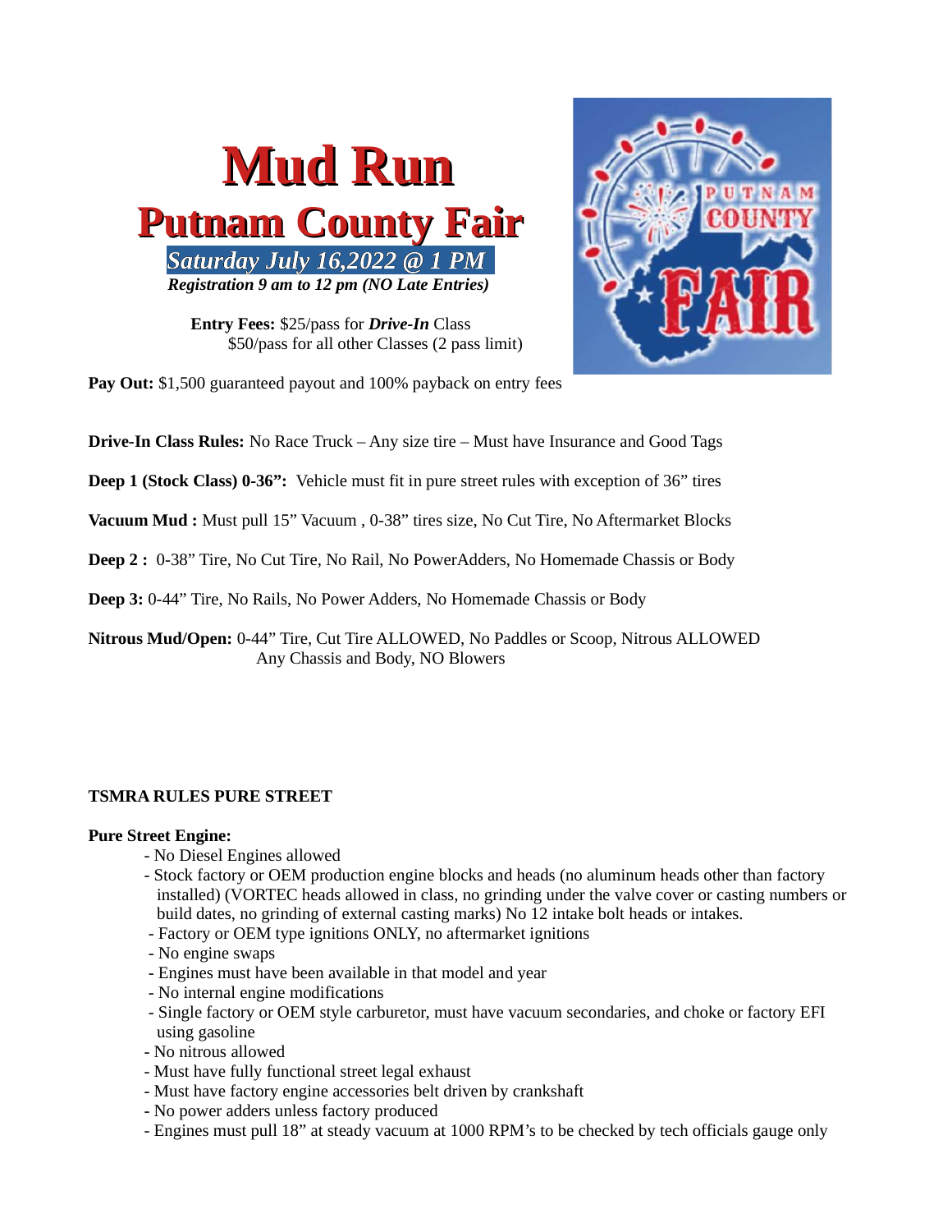# Mud Run

## Putnam County Fair

***Saturday July 16,2022 @ 1 PM***

***Registration 9 am to 12 pm (NO Late Entries)***

**Entry Fees:** $25/pass for ***Drive-In*** Class
$50/pass for all other Classes (2 pass limit)

**Pay Out:** $1,500 guaranteed payout and 100% payback on entry fees

**Drive-In Class Rules:** No Race Truck – Any size tire – Must have Insurance and Good Tags

**Deep 1 (Stock Class) 0-36":** Vehicle must fit in pure street rules with exception of 36" tires

**Vacuum Mud :** Must pull 15" Vacuum , 0-38" tires size, No Cut Tire, No Aftermarket Blocks

**Deep 2 :** 0-38" Tire, No Cut Tire, No Rail, No PowerAdders, No Homemade Chassis or Body

**Deep 3:** 0-44" Tire, No Rails, No Power Adders, No Homemade Chassis or Body

**Nitrous Mud/Open:** 0-44" Tire, Cut Tire ALLOWED, No Paddles or Scoop, Nitrous ALLOWED
Any Chassis and Body, NO Blowers

**TSMRA RULES PURE STREET**

**Pure Street Engine:**

- No Diesel Engines allowed
- Stock factory or OEM production engine blocks and heads (no aluminum heads other than factory installed) (VORTEC heads allowed in class, no grinding under the valve cover or casting numbers or build dates, no grinding of external casting marks) No 12 intake bolt heads or intakes.
- Factory or OEM type ignitions ONLY, no aftermarket ignitions
- No engine swaps
- Engines must have been available in that model and year
- No internal engine modifications
- Single factory or OEM style carburetor, must have vacuum secondaries, and choke or factory EFI using gasoline
- No nitrous allowed
- Must have fully functional street legal exhaust
- Must have factory engine accessories belt driven by crankshaft
- No power adders unless factory produced
- Engines must pull 18" at steady vacuum at 1000 RPM's to be checked by tech officials gauge only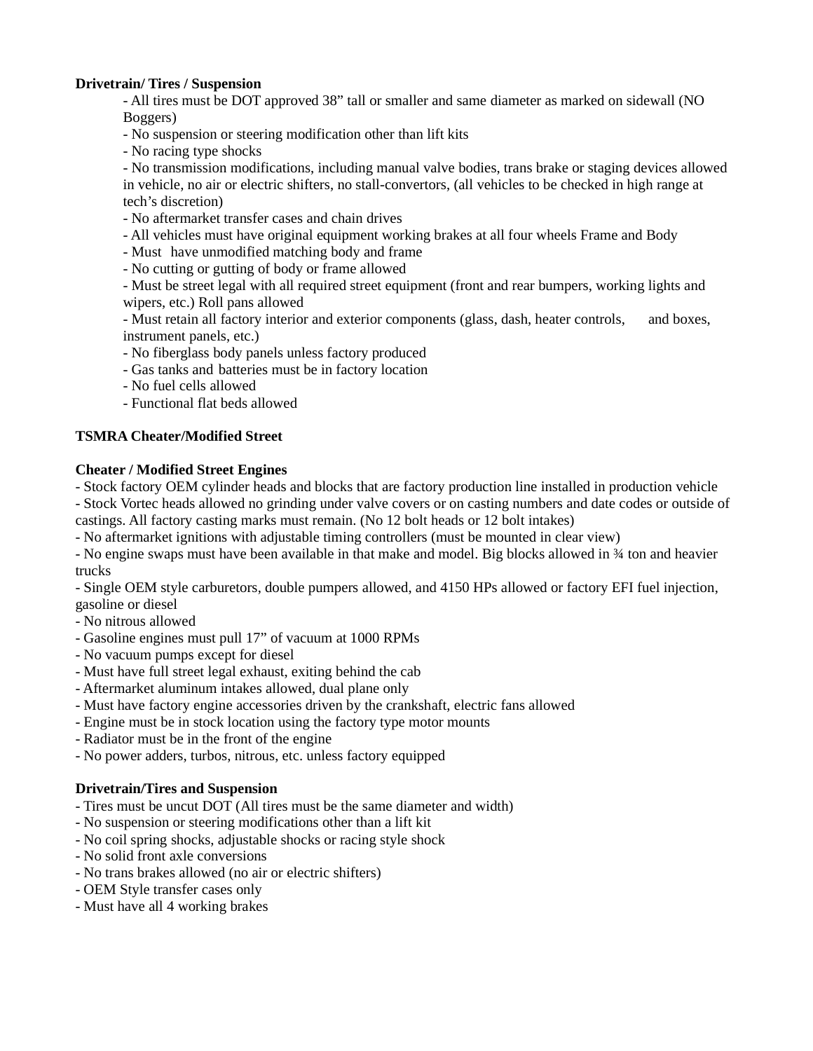**Drivetrain/ Tires / Suspension**

- All tires must be DOT approved 38" tall or smaller and same diameter as marked on sidewall (NO Boggers)
- No suspension or steering modification other than lift kits
- No racing type shocks
- No transmission modifications, including manual valve bodies, trans brake or staging devices allowed in vehicle, no air or electric shifters, no stall-convertors, (all vehicles to be checked in high range at tech's discretion)
- No aftermarket transfer cases and chain drives
- All vehicles must have original equipment working brakes at all four wheels Frame and Body
- Must have unmodified matching body and frame
- No cutting or gutting of body or frame allowed
- Must be street legal with all required street equipment (front and rear bumpers, working lights and wipers, etc.) Roll pans allowed
- Must retain all factory interior and exterior components (glass, dash, heater controls, and boxes, instrument panels, etc.)
- No fiberglass body panels unless factory produced
- Gas tanks and batteries must be in factory location
- No fuel cells allowed
- Functional flat beds allowed

**TSMRA Cheater/Modified Street**

**Cheater / Modified Street Engines**

- Stock factory OEM cylinder heads and blocks that are factory production line installed in production vehicle
- Stock Vortec heads allowed no grinding under valve covers or on casting numbers and date codes or outside of castings. All factory casting marks must remain. (No 12 bolt heads or 12 bolt intakes)
- No aftermarket ignitions with adjustable timing controllers (must be mounted in clear view)
- No engine swaps must have been available in that make and model. Big blocks allowed in ¾ ton and heavier trucks
- Single OEM style carburetors, double pumpers allowed, and 4150 HPs allowed or factory EFI fuel injection, gasoline or diesel
- No nitrous allowed
- Gasoline engines must pull 17" of vacuum at 1000 RPMs
- No vacuum pumps except for diesel
- Must have full street legal exhaust, exiting behind the cab
- Aftermarket aluminum intakes allowed, dual plane only
- Must have factory engine accessories driven by the crankshaft, electric fans allowed
- Engine must be in stock location using the factory type motor mounts
- Radiator must be in the front of the engine
- No power adders, turbos, nitrous, etc. unless factory equipped

**Drivetrain/Tires and Suspension**

- Tires must be uncut DOT (All tires must be the same diameter and width)
- No suspension or steering modifications other than a lift kit
- No coil spring shocks, adjustable shocks or racing style shock
- No solid front axle conversions
- No trans brakes allowed (no air or electric shifters)
- OEM Style transfer cases only
- Must have all 4 working brakes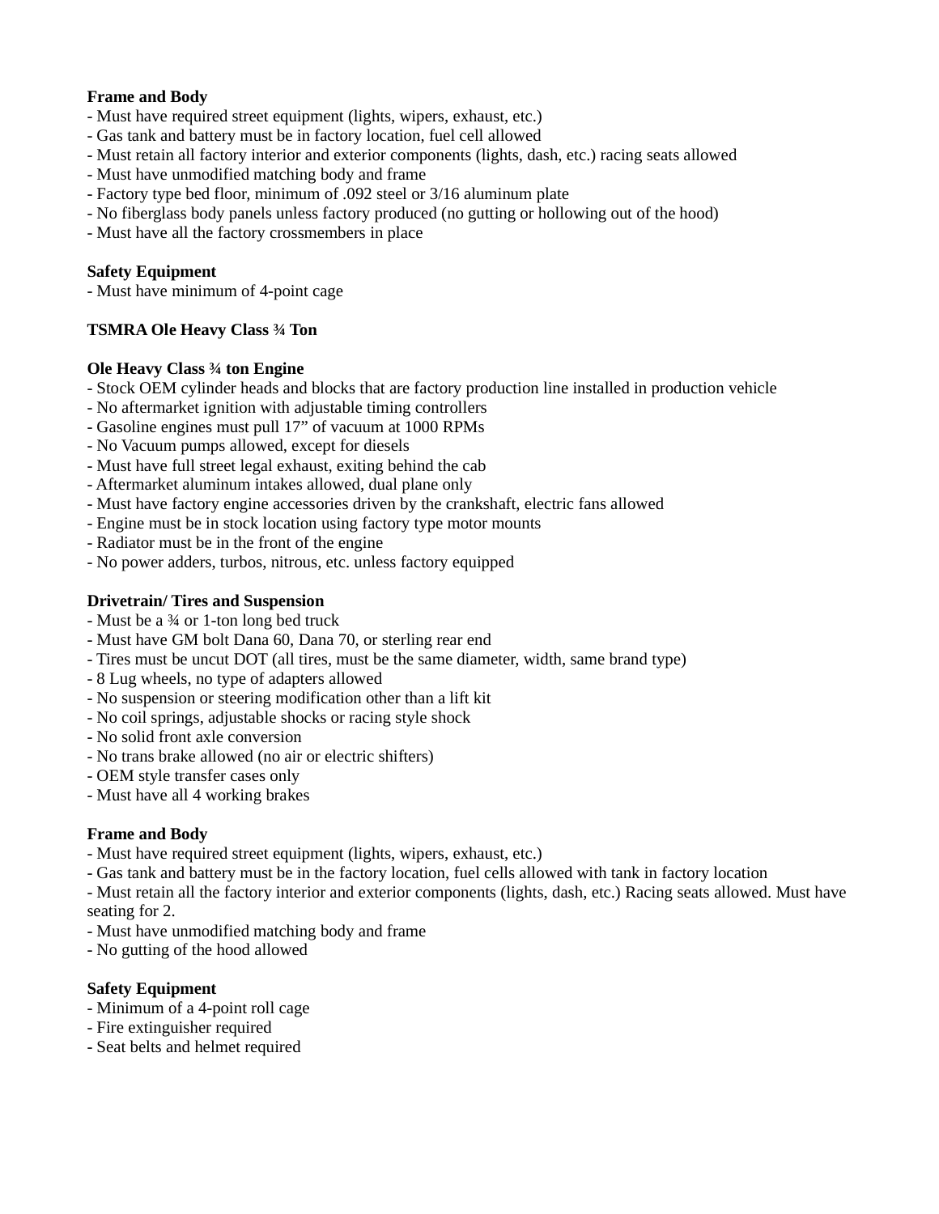**Frame and Body**

- Must have required street equipment (lights, wipers, exhaust, etc.)
- Gas tank and battery must be in factory location, fuel cell allowed
- Must retain all factory interior and exterior components (lights, dash, etc.) racing seats allowed
- Must have unmodified matching body and frame
- Factory type bed floor, minimum of .092 steel or 3/16 aluminum plate
- No fiberglass body panels unless factory produced (no gutting or hollowing out of the hood)
- Must have all the factory crossmembers in place

**Safety Equipment**

- Must have minimum of 4-point cage

**TSMRA Ole Heavy Class ¾ Ton**

**Ole Heavy Class ¾ ton Engine**

- Stock OEM cylinder heads and blocks that are factory production line installed in production vehicle
- No aftermarket ignition with adjustable timing controllers
- Gasoline engines must pull 17” of vacuum at 1000 RPMs
- No Vacuum pumps allowed, except for diesels
- Must have full street legal exhaust, exiting behind the cab
- Aftermarket aluminum intakes allowed, dual plane only
- Must have factory engine accessories driven by the crankshaft, electric fans allowed
- Engine must be in stock location using factory type motor mounts
- Radiator must be in the front of the engine
- No power adders, turbos, nitrous, etc. unless factory equipped

**Drivetrain/ Tires and Suspension**

- Must be a ¾ or 1-ton long bed truck
- Must have GM bolt Dana 60, Dana 70, or sterling rear end
- Tires must be uncut DOT (all tires, must be the same diameter, width, same brand type)
- 8 Lug wheels, no type of adapters allowed
- No suspension or steering modification other than a lift kit
- No coil springs, adjustable shocks or racing style shock
- No solid front axle conversion
- No trans brake allowed (no air or electric shifters)
- OEM style transfer cases only
- Must have all 4 working brakes

**Frame and Body**

- Must have required street equipment (lights, wipers, exhaust, etc.)
- Gas tank and battery must be in the factory location, fuel cells allowed with tank in factory location
- Must retain all the factory interior and exterior components (lights, dash, etc.) Racing seats allowed. Must have seating for 2.
- Must have unmodified matching body and frame
- No gutting of the hood allowed

**Safety Equipment**

- Minimum of a 4-point roll cage
- Fire extinguisher required
- Seat belts and helmet required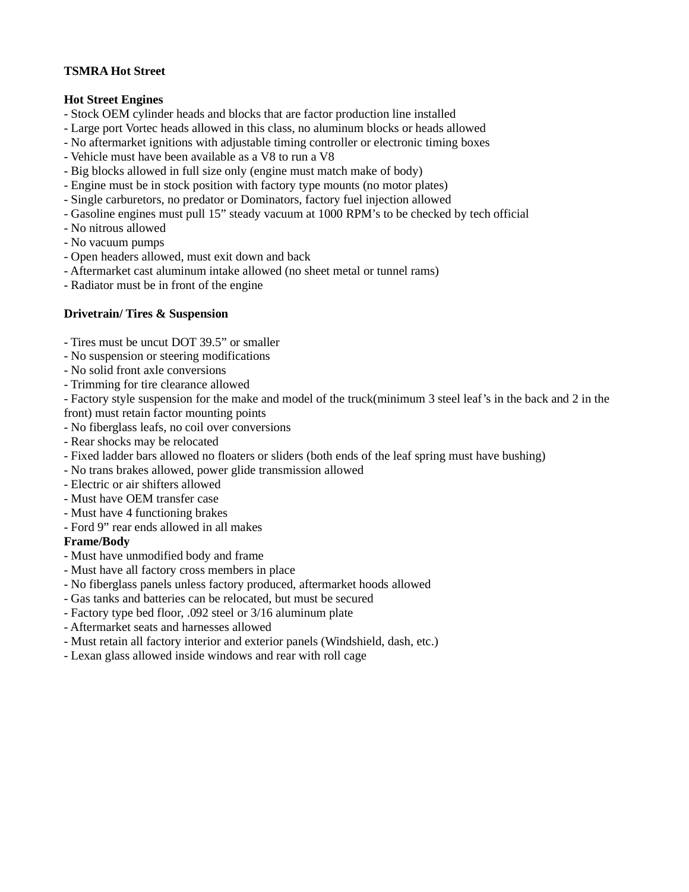**TSMRA Hot Street**

**Hot Street Engines**

- Stock OEM cylinder heads and blocks that are factor production line installed
- Large port Vortec heads allowed in this class, no aluminum blocks or heads allowed
- No aftermarket ignitions with adjustable timing controller or electronic timing boxes
- Vehicle must have been available as a V8 to run a V8
- Big blocks allowed in full size only (engine must match make of body)
- Engine must be in stock position with factory type mounts (no motor plates)
- Single carburetors, no predator or Dominators, factory fuel injection allowed
- Gasoline engines must pull 15" steady vacuum at 1000 RPM's to be checked by tech official
- No nitrous allowed
- No vacuum pumps
- Open headers allowed, must exit down and back
- Aftermarket cast aluminum intake allowed (no sheet metal or tunnel rams)
- Radiator must be in front of the engine

**Drivetrain/ Tires & Suspension**

- Tires must be uncut DOT 39.5" or smaller
- No suspension or steering modifications
- No solid front axle conversions
- Trimming for tire clearance allowed
- Factory style suspension for the make and model of the truck(minimum 3 steel leaf's in the back and 2 in the front) must retain factor mounting points
- No fiberglass leafs, no coil over conversions
- Rear shocks may be relocated
- Fixed ladder bars allowed no floaters or sliders (both ends of the leaf spring must have bushing)
- No trans brakes allowed, power glide transmission allowed
- Electric or air shifters allowed
- Must have OEM transfer case
- Must have 4 functioning brakes
- Ford 9" rear ends allowed in all makes

**Frame/Body**

- Must have unmodified body and frame
- Must have all factory cross members in place
- No fiberglass panels unless factory produced, aftermarket hoods allowed
- Gas tanks and batteries can be relocated, but must be secured
- Factory type bed floor, .092 steel or 3/16 aluminum plate
- Aftermarket seats and harnesses allowed
- Must retain all factory interior and exterior panels (Windshield, dash, etc.)
- Lexan glass allowed inside windows and rear with roll cage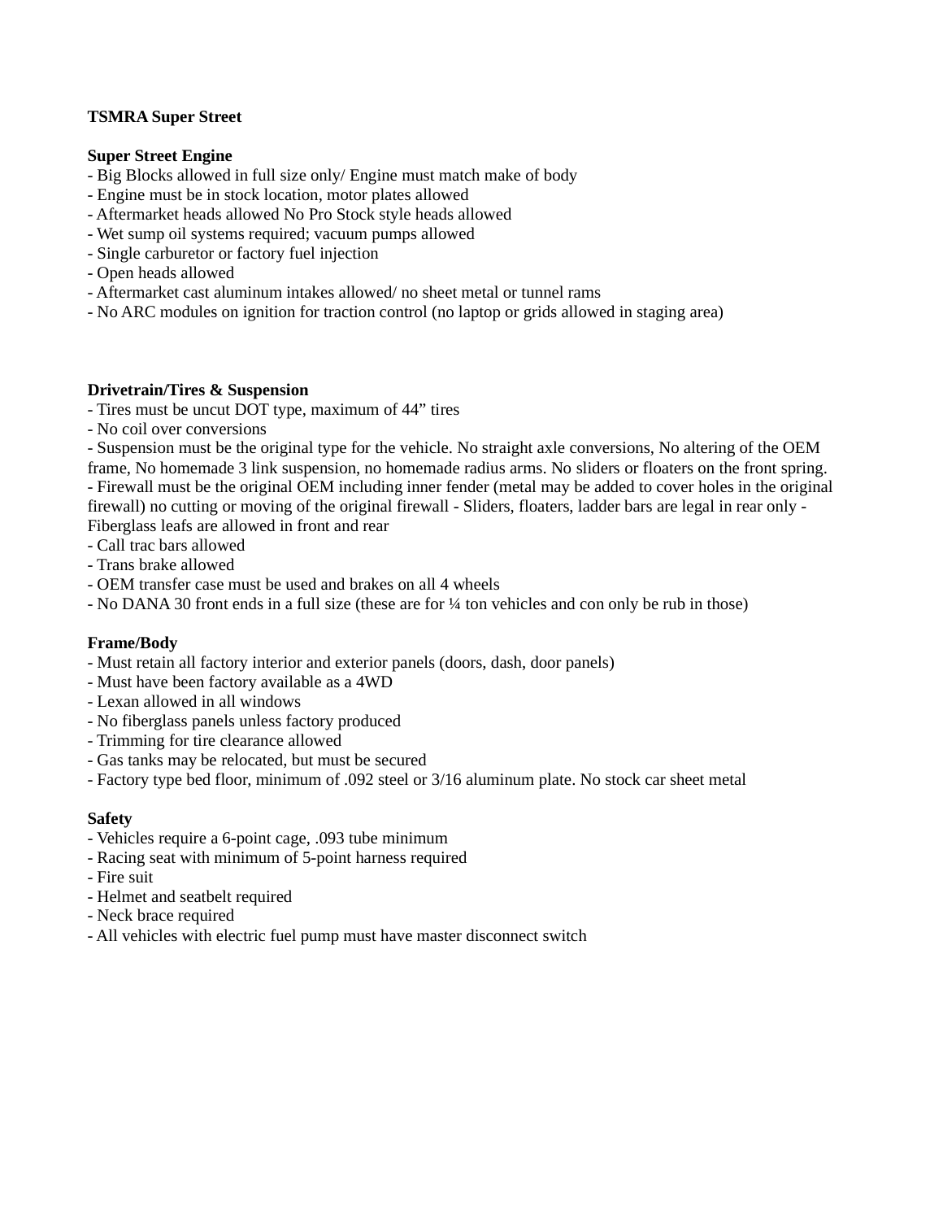**TSMRA Super Street**

**Super Street Engine**

- Big Blocks allowed in full size only/ Engine must match make of body
- Engine must be in stock location, motor plates allowed
- Aftermarket heads allowed No Pro Stock style heads allowed
- Wet sump oil systems required; vacuum pumps allowed
- Single carburetor or factory fuel injection
- Open heads allowed
- Aftermarket cast aluminum intakes allowed/ no sheet metal or tunnel rams
- No ARC modules on ignition for traction control (no laptop or grids allowed in staging area)

**Drivetrain/Tires & Suspension**

- Tires must be uncut DOT type, maximum of 44" tires
- No coil over conversions
- Suspension must be the original type for the vehicle. No straight axle conversions, No altering of the OEM frame, No homemade 3 link suspension, no homemade radius arms. No sliders or floaters on the front spring.
- Firewall must be the original OEM including inner fender (metal may be added to cover holes in the original firewall) no cutting or moving of the original firewall - Sliders, floaters, ladder bars are legal in rear only - Fiberglass leafs are allowed in front and rear
- Call trac bars allowed
- Trans brake allowed
- OEM transfer case must be used and brakes on all 4 wheels
- No DANA 30 front ends in a full size (these are for ¼ ton vehicles and con only be rub in those)

**Frame/Body**

- Must retain all factory interior and exterior panels (doors, dash, door panels)
- Must have been factory available as a 4WD
- Lexan allowed in all windows
- No fiberglass panels unless factory produced
- Trimming for tire clearance allowed
- Gas tanks may be relocated, but must be secured
- Factory type bed floor, minimum of .092 steel or 3/16 aluminum plate. No stock car sheet metal

**Safety**

- Vehicles require a 6-point cage, .093 tube minimum
- Racing seat with minimum of 5-point harness required
- Fire suit
- Helmet and seatbelt required
- Neck brace required
- All vehicles with electric fuel pump must have master disconnect switch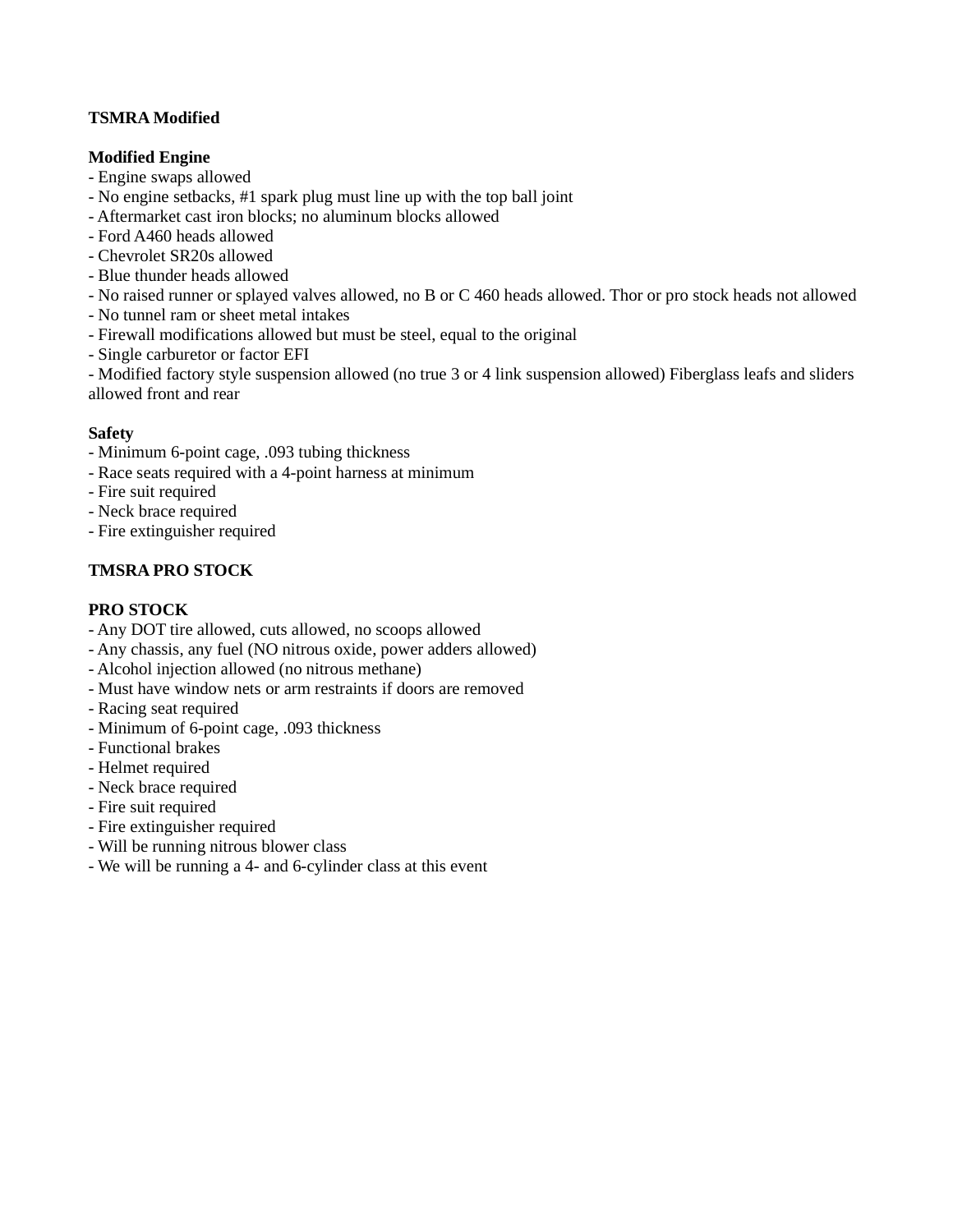**TSMRA Modified**

**Modified Engine**

- Engine swaps allowed
- No engine setbacks, #1 spark plug must line up with the top ball joint
- Aftermarket cast iron blocks; no aluminum blocks allowed
- Ford A460 heads allowed
- Chevrolet SR20s allowed
- Blue thunder heads allowed
- No raised runner or splayed valves allowed, no B or C 460 heads allowed. Thor or pro stock heads not allowed
- No tunnel ram or sheet metal intakes
- Firewall modifications allowed but must be steel, equal to the original
- Single carburetor or factor EFI
- Modified factory style suspension allowed (no true 3 or 4 link suspension allowed) Fiberglass leafs and sliders allowed front and rear

**Safety**

- Minimum 6-point cage, .093 tubing thickness
- Race seats required with a 4-point harness at minimum
- Fire suit required
- Neck brace required
- Fire extinguisher required

**TMSRA PRO STOCK**

**PRO STOCK**

- Any DOT tire allowed, cuts allowed, no scoops allowed
- Any chassis, any fuel (NO nitrous oxide, power adders allowed)
- Alcohol injection allowed (no nitrous methane)
- Must have window nets or arm restraints if doors are removed
- Racing seat required
- Minimum of 6-point cage, .093 thickness
- Functional brakes
- Helmet required
- Neck brace required
- Fire suit required
- Fire extinguisher required
- Will be running nitrous blower class
- We will be running a 4- and 6-cylinder class at this event